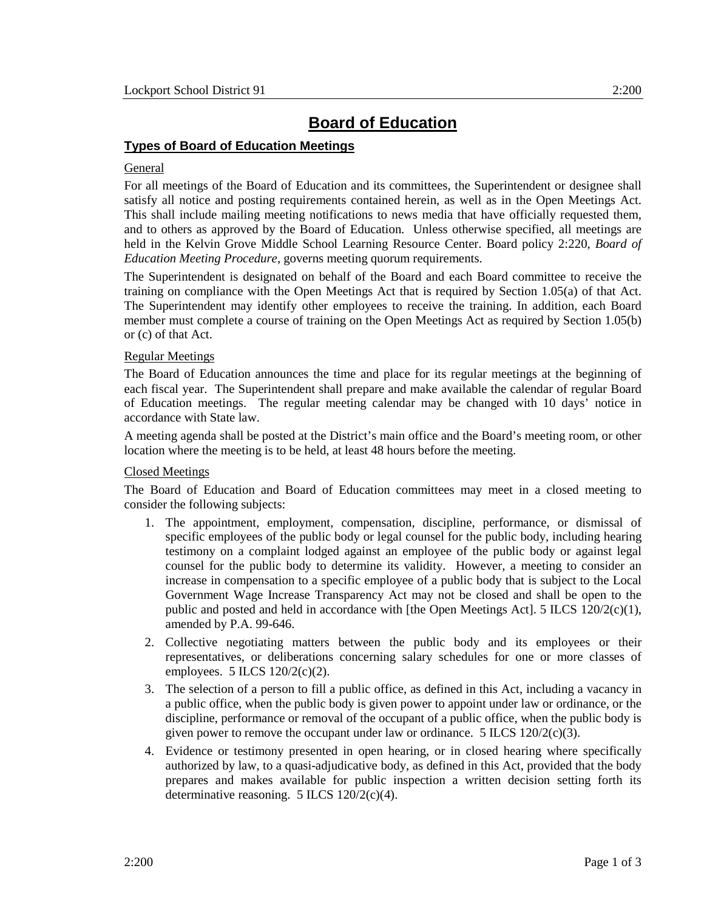# Board of Education

## Types of Board of Education Meetings

### General

For all meetings of the Board of Education and its committees, the Superintendent or designee shall satisfy all notice and posting requirements contained herein, as well as in the Open Meetings Act. This shall include mailing meeting notifications to news media that have officially requested them, and to others as approved by the Board of Education. Unless otherwise specified, all meetings are held in the Kelvin Grove Middle School Learning Resource Center. Board policy 2:220, *Board of Education Meeting Procedure*, governs meeting quorum requirements.

The Superintendent is designated on behalf of the Board and each Board committee to receive the training on compliance with the Open Meetings Act that is required by Section 1.05(a) of that Act. The Superintendent may identify other employees to receive the training. In addition, each Board member must complete a course of training on the Open Meetings Act as required by Section 1.05(b) or (c) of that Act.

### Regular Meetings

The Board of Education announces the time and place for its regular meetings at the beginning of each fiscal year. The Superintendent shall prepare and make available the calendar of regular Board of Education meetings. The regular meeting calendar may be changed with 10 days' notice in accordance with State law.

A meeting agenda shall be posted at the District's main office and the Board's meeting room, or other location where the meeting is to be held, at least 48 hours before the meeting.

### Closed Meetings

The Board of Education and Board of Education committees may meet in a closed meeting to consider the following subjects:

1. The appointment, employment, compensation, discipline, performance, or dismissal of specific employees of the public body or legal counsel for the public body, including hearing testimony on a complaint lodged against an employee of the public body or against legal counsel for the public body to determine its validity. However, a meeting to consider an increase in compensation to a specific employee of a public body that is subject to the Local Government Wage Increase Transparency Act may not be closed and shall be open to the public and posted and held in accordance with [the Open Meetings Act]. 5 ILCS 120/2(c)(1), amended by P.A. 99-646.
2. Collective negotiating matters between the public body and its employees or their representatives, or deliberations concerning salary schedules for one or more classes of employees. 5 ILCS 120/2(c)(2).
3. The selection of a person to fill a public office, as defined in this Act, including a vacancy in a public office, when the public body is given power to appoint under law or ordinance, or the discipline, performance or removal of the occupant of a public office, when the public body is given power to remove the occupant under law or ordinance. 5 ILCS 120/2(c)(3).
4. Evidence or testimony presented in open hearing, or in closed hearing where specifically authorized by law, to a quasi-adjudicative body, as defined in this Act, provided that the body prepares and makes available for public inspection a written decision setting forth its determinative reasoning. 5 ILCS 120/2(c)(4).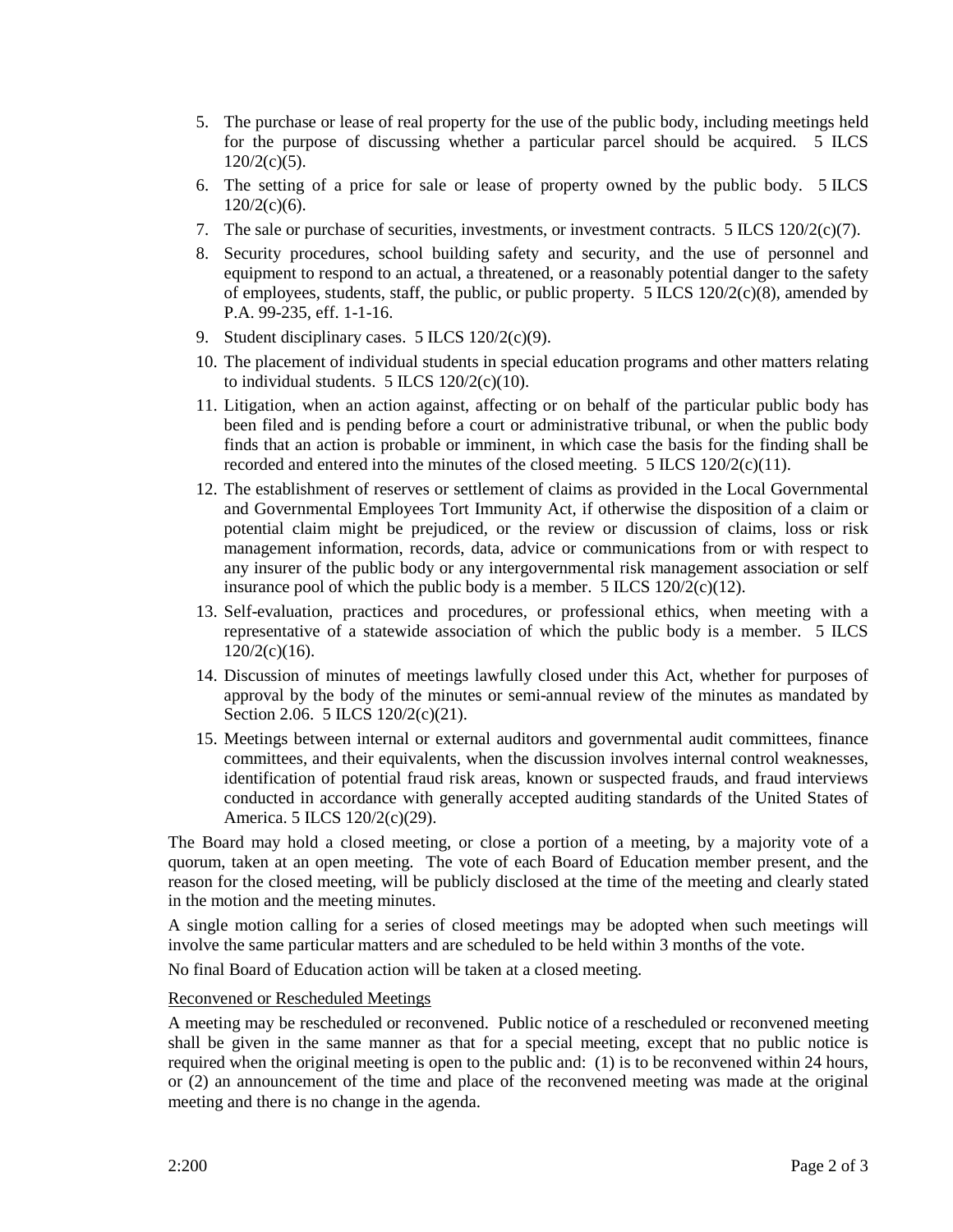5. The purchase or lease of real property for the use of the public body, including meetings held for the purpose of discussing whether a particular parcel should be acquired. 5 ILCS 120/2(c)(5).
6. The setting of a price for sale or lease of property owned by the public body. 5 ILCS 120/2(c)(6).
7. The sale or purchase of securities, investments, or investment contracts. 5 ILCS 120/2(c)(7).
8. Security procedures, school building safety and security, and the use of personnel and equipment to respond to an actual, a threatened, or a reasonably potential danger to the safety of employees, students, staff, the public, or public property. 5 ILCS 120/2(c)(8), amended by P.A. 99-235, eff. 1-1-16.
9. Student disciplinary cases. 5 ILCS 120/2(c)(9).
10. The placement of individual students in special education programs and other matters relating to individual students. 5 ILCS 120/2(c)(10).
11. Litigation, when an action against, affecting or on behalf of the particular public body has been filed and is pending before a court or administrative tribunal, or when the public body finds that an action is probable or imminent, in which case the basis for the finding shall be recorded and entered into the minutes of the closed meeting. 5 ILCS 120/2(c)(11).
12. The establishment of reserves or settlement of claims as provided in the Local Governmental and Governmental Employees Tort Immunity Act, if otherwise the disposition of a claim or potential claim might be prejudiced, or the review or discussion of claims, loss or risk management information, records, data, advice or communications from or with respect to any insurer of the public body or any intergovernmental risk management association or self insurance pool of which the public body is a member. 5 ILCS 120/2(c)(12).
13. Self-evaluation, practices and procedures, or professional ethics, when meeting with a representative of a statewide association of which the public body is a member. 5 ILCS 120/2(c)(16).
14. Discussion of minutes of meetings lawfully closed under this Act, whether for purposes of approval by the body of the minutes or semi-annual review of the minutes as mandated by Section 2.06. 5 ILCS 120/2(c)(21).
15. Meetings between internal or external auditors and governmental audit committees, finance committees, and their equivalents, when the discussion involves internal control weaknesses, identification of potential fraud risk areas, known or suspected frauds, and fraud interviews conducted in accordance with generally accepted auditing standards of the United States of America. 5 ILCS 120/2(c)(29).

The Board may hold a closed meeting, or close a portion of a meeting, by a majority vote of a quorum, taken at an open meeting. The vote of each Board of Education member present, and the reason for the closed meeting, will be publicly disclosed at the time of the meeting and clearly stated in the motion and the meeting minutes.

A single motion calling for a series of closed meetings may be adopted when such meetings will involve the same particular matters and are scheduled to be held within 3 months of the vote.

No final Board of Education action will be taken at a closed meeting.

<u>Reconvened or Rescheduled Meetings</u>

A meeting may be rescheduled or reconvened. Public notice of a rescheduled or reconvened meeting shall be given in the same manner as that for a special meeting, except that no public notice is required when the original meeting is open to the public and: (1) is to be reconvened within 24 hours, or (2) an announcement of the time and place of the reconvened meeting was made at the original meeting and there is no change in the agenda.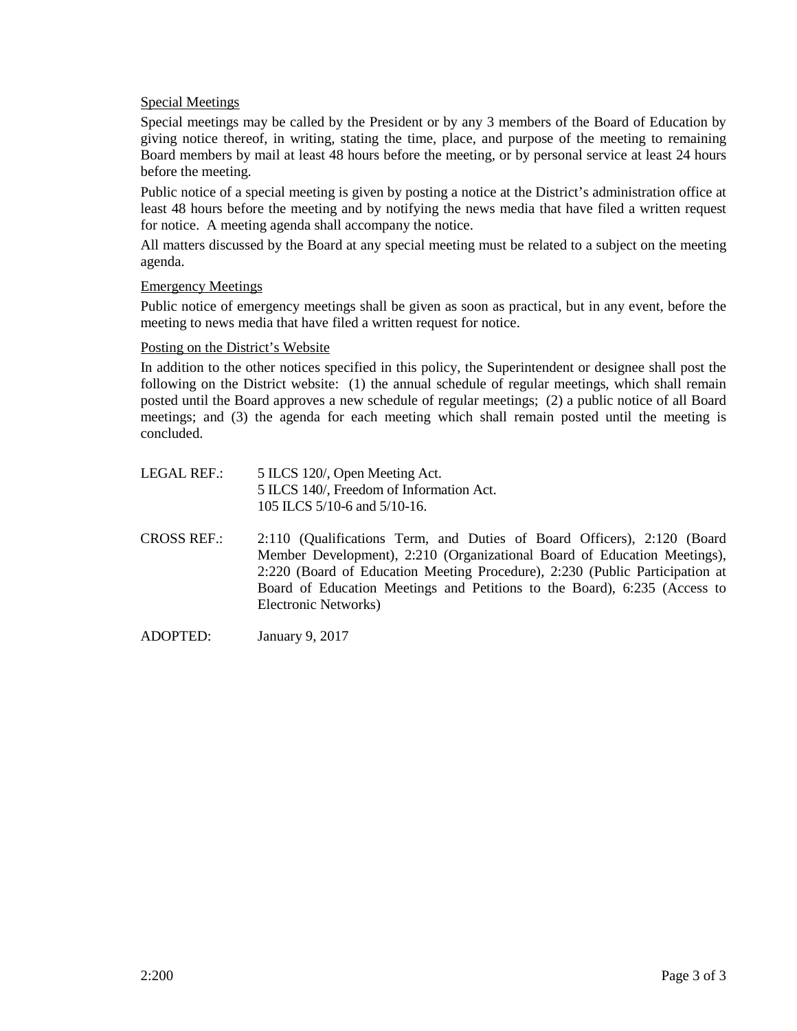Special Meetings

Special meetings may be called by the President or by any 3 members of the Board of Education by giving notice thereof, in writing, stating the time, place, and purpose of the meeting to remaining Board members by mail at least 48 hours before the meeting, or by personal service at least 24 hours before the meeting.

Public notice of a special meeting is given by posting a notice at the District's administration office at least 48 hours before the meeting and by notifying the news media that have filed a written request for notice. A meeting agenda shall accompany the notice.

All matters discussed by the Board at any special meeting must be related to a subject on the meeting agenda.

Emergency Meetings

Public notice of emergency meetings shall be given as soon as practical, but in any event, before the meeting to news media that have filed a written request for notice.

Posting on the District's Website

In addition to the other notices specified in this policy, the Superintendent or designee shall post the following on the District website: (1) the annual schedule of regular meetings, which shall remain posted until the Board approves a new schedule of regular meetings; (2) a public notice of all Board meetings; and (3) the agenda for each meeting which shall remain posted until the meeting is concluded.

LEGAL REF.: 5 ILCS 120/, Open Meeting Act.
5 ILCS 140/, Freedom of Information Act.
105 ILCS 5/10-6 and 5/10-16.

CROSS REF.: 2:110 (Qualifications Term, and Duties of Board Officers), 2:120 (Board Member Development), 2:210 (Organizational Board of Education Meetings), 2:220 (Board of Education Meeting Procedure), 2:230 (Public Participation at Board of Education Meetings and Petitions to the Board), 6:235 (Access to Electronic Networks)

ADOPTED: January 9, 2017

2:200